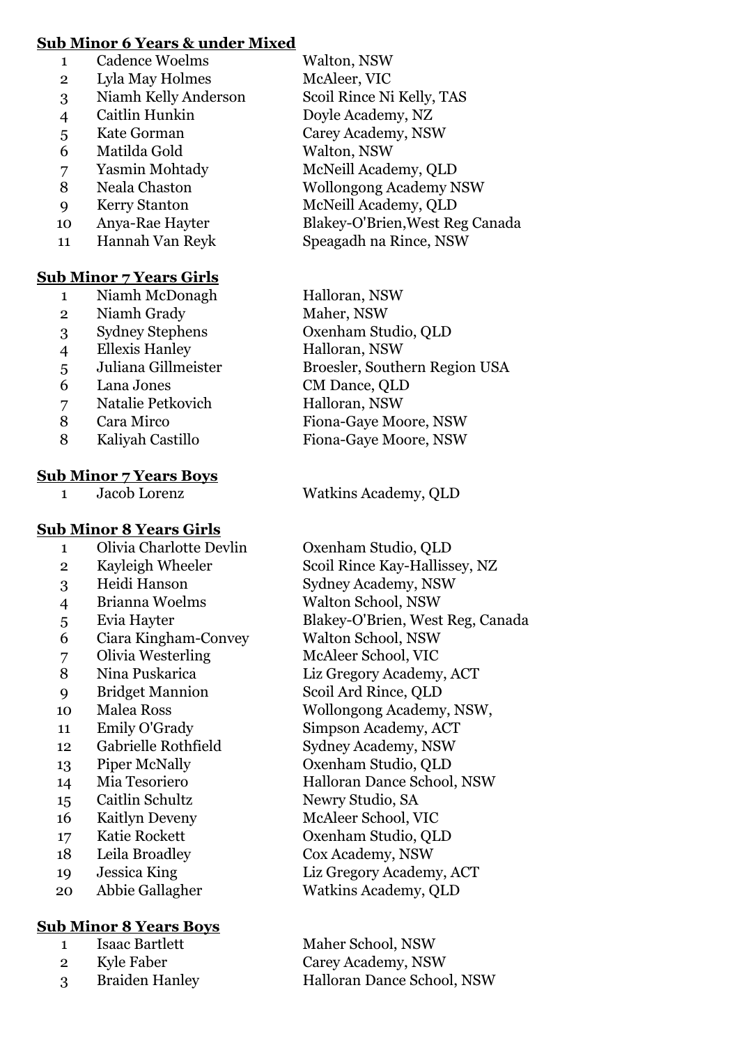## Sub Minor 6 Years & under Mixed

| | | |
|---|---|---|
| 1 | Cadence Woelms | Walton, NSW |
| 2 | Lyla May Holmes | McAleer, VIC |
| 3 | Niamh Kelly Anderson | Scoil Rince Ni Kelly, TAS |
| 4 | Caitlin Hunkin | Doyle Academy, NZ |
| 5 | Kate Gorman | Carey Academy, NSW |
| 6 | Matilda Gold | Walton, NSW |
| 7 | Yasmin Mohtady | McNeill Academy, QLD |
| 8 | Neala Chaston | Wollongong Academy NSW |
| 9 | Kerry Stanton | McNeill Academy, QLD |
| 10 | Anya-Rae Hayter | Blakey-O'Brien,West Reg Canada |
| 11 | Hannah Van Reyk | Speagadh na Rince, NSW |

## Sub Minor 7 Years Girls

| | | |
|---|---|---|
| 1 | Niamh McDonagh | Halloran, NSW |
| 2 | Niamh Grady | Maher, NSW |
| 3 | Sydney Stephens | Oxenham Studio, QLD |
| 4 | Ellexis Hanley | Halloran, NSW |
| 5 | Juliana Gillmeister | Broesler, Southern Region USA |
| 6 | Lana Jones | CM Dance, QLD |
| 7 | Natalie Petkovich | Halloran, NSW |
| 8 | Cara Mirco | Fiona-Gaye Moore, NSW |
| 8 | Kaliyah Castillo | Fiona-Gaye Moore, NSW |

## Sub Minor 7 Years Boys

| | | |
|---|---|---|
| 1 | Jacob Lorenz | Watkins Academy, QLD |

## Sub Minor 8 Years Girls

| | | |
|---|---|---|
| 1 | Olivia Charlotte Devlin | Oxenham Studio, QLD |
| 2 | Kayleigh Wheeler | Scoil Rince Kay-Hallissey, NZ |
| 3 | Heidi Hanson | Sydney Academy, NSW |
| 4 | Brianna Woelms | Walton School, NSW |
| 5 | Evia Hayter | Blakey-O'Brien, West Reg, Canada |
| 6 | Ciara Kingham-Convey | Walton School, NSW |
| 7 | Olivia Westerling | McAleer School, VIC |
| 8 | Nina Puskarica | Liz Gregory Academy, ACT |
| 9 | Bridget Mannion | Scoil Ard Rince, QLD |
| 10 | Malea Ross | Wollongong Academy, NSW, |
| 11 | Emily O'Grady | Simpson Academy, ACT |
| 12 | Gabrielle Rothfield | Sydney Academy, NSW |
| 13 | Piper McNally | Oxenham Studio, QLD |
| 14 | Mia Tesoriero | Halloran Dance School, NSW |
| 15 | Caitlin Schultz | Newry Studio, SA |
| 16 | Kaitlyn Deveny | McAleer School, VIC |
| 17 | Katie Rockett | Oxenham Studio, QLD |
| 18 | Leila Broadley | Cox Academy, NSW |
| 19 | Jessica King | Liz Gregory Academy, ACT |
| 20 | Abbie Gallagher | Watkins Academy, QLD |

## Sub Minor 8 Years Boys

| | | |
|---|---|---|
| 1 | Isaac Bartlett | Maher School, NSW |
| 2 | Kyle Faber | Carey Academy, NSW |
| 3 | Braiden Hanley | Halloran Dance School, NSW |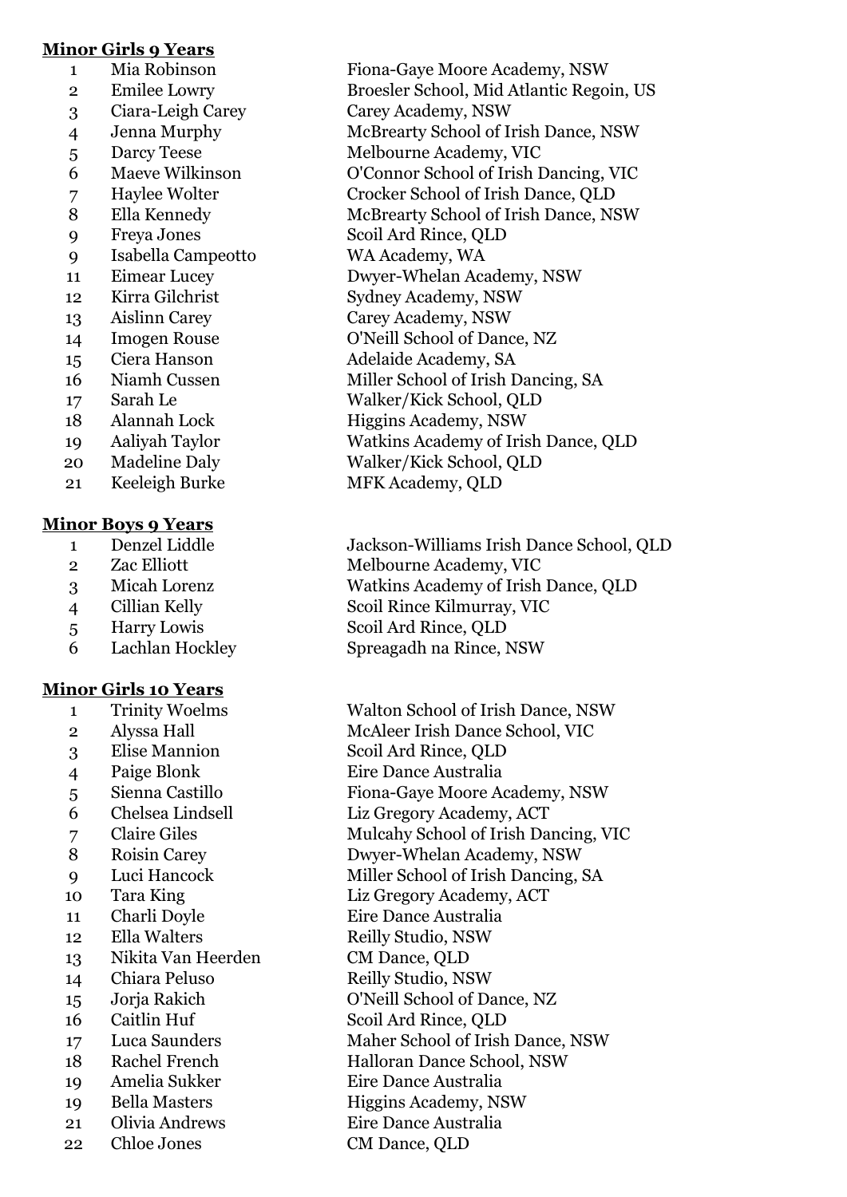**Minor Girls 9 Years**

| | | |
|---|---|---|
| 1 | Mia Robinson | Fiona-Gaye Moore Academy, NSW |
| 2 | Emilee Lowry | Broesler School, Mid Atlantic Regoin, US |
| 3 | Ciara-Leigh Carey | Carey Academy, NSW |
| 4 | Jenna Murphy | McBrearty School of Irish Dance, NSW |
| 5 | Darcy Teese | Melbourne Academy, VIC |
| 6 | Maeve Wilkinson | O'Connor School of Irish Dancing, VIC |
| 7 | Haylee Wolter | Crocker School of Irish Dance, QLD |
| 8 | Ella Kennedy | McBrearty School of Irish Dance, NSW |
| 9 | Freya Jones | Scoil Ard Rince, QLD |
| 9 | Isabella Campeotto | WA Academy, WA |
| 11 | Eimear Lucey | Dwyer-Whelan Academy, NSW |
| 12 | Kirra Gilchrist | Sydney Academy, NSW |
| 13 | Aislinn Carey | Carey Academy, NSW |
| 14 | Imogen Rouse | O'Neill School of Dance, NZ |
| 15 | Ciera Hanson | Adelaide Academy, SA |
| 16 | Niamh Cussen | Miller School of Irish Dancing, SA |
| 17 | Sarah Le | Walker/Kick School, QLD |
| 18 | Alannah Lock | Higgins Academy, NSW |
| 19 | Aaliyah Taylor | Watkins Academy of Irish Dance, QLD |
| 20 | Madeline Daly | Walker/Kick School, QLD |
| 21 | Keeleigh Burke | MFK Academy, QLD |

**Minor Boys 9 Years**

| | | |
|---|---|---|
| 1 | Denzel Liddle | Jackson-Williams Irish Dance School, QLD |
| 2 | Zac Elliott | Melbourne Academy, VIC |
| 3 | Micah Lorenz | Watkins Academy of Irish Dance, QLD |
| 4 | Cillian Kelly | Scoil Rince Kilmurray, VIC |
| 5 | Harry Lowis | Scoil Ard Rince, QLD |
| 6 | Lachlan Hockley | Spreagadh na Rince, NSW |

**Minor Girls 10 Years**

| | | |
|---|---|---|
| 1 | Trinity Woelms | Walton School of Irish Dance, NSW |
| 2 | Alyssa Hall | McAleer Irish Dance School, VIC |
| 3 | Elise Mannion | Scoil Ard Rince, QLD |
| 4 | Paige Blonk | Eire Dance Australia |
| 5 | Sienna Castillo | Fiona-Gaye Moore Academy, NSW |
| 6 | Chelsea Lindsell | Liz Gregory Academy, ACT |
| 7 | Claire Giles | Mulcahy School of Irish Dancing, VIC |
| 8 | Roisin Carey | Dwyer-Whelan Academy, NSW |
| 9 | Luci Hancock | Miller School of Irish Dancing, SA |
| 10 | Tara King | Liz Gregory Academy, ACT |
| 11 | Charli Doyle | Eire Dance Australia |
| 12 | Ella Walters | Reilly Studio, NSW |
| 13 | Nikita Van Heerden | CM Dance, QLD |
| 14 | Chiara Peluso | Reilly Studio, NSW |
| 15 | Jorja Rakich | O'Neill School of Dance, NZ |
| 16 | Caitlin Huf | Scoil Ard Rince, QLD |
| 17 | Luca Saunders | Maher School of Irish Dance, NSW |
| 18 | Rachel French | Halloran Dance School, NSW |
| 19 | Amelia Sukker | Eire Dance Australia |
| 19 | Bella Masters | Higgins Academy, NSW |
| 21 | Olivia Andrews | Eire Dance Australia |
| 22 | Chloe Jones | CM Dance, QLD |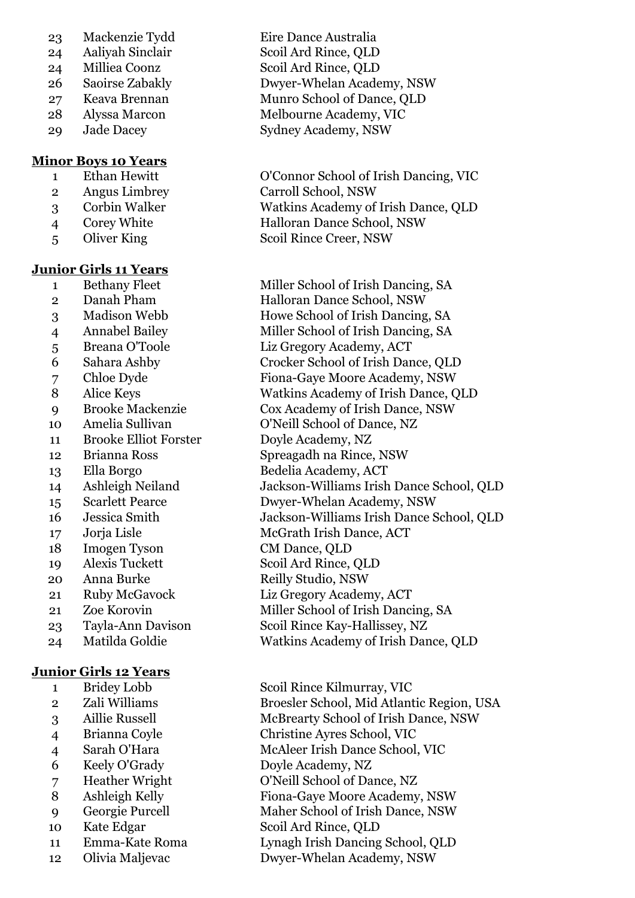| | | |
|---|---|---|
| 23 | Mackenzie Tydd | Eire Dance Australia |
| 24 | Aaliyah Sinclair | Scoil Ard Rince, QLD |
| 24 | Milliea Coonz | Scoil Ard Rince, QLD |
| 26 | Saoirse Zabakly | Dwyer-Whelan Academy, NSW |
| 27 | Keava Brennan | Munro School of Dance, QLD |
| 28 | Alyssa Marcon | Melbourne Academy, VIC |
| 29 | Jade Dacey | Sydney Academy, NSW |

**Minor Boys 10 Years**

| | | |
|---|---|---|
| 1 | Ethan Hewitt | O'Connor School of Irish Dancing, VIC |
| 2 | Angus Limbrey | Carroll School, NSW |
| 3 | Corbin Walker | Watkins Academy of Irish Dance, QLD |
| 4 | Corey White | Halloran Dance School, NSW |
| 5 | Oliver King | Scoil Rince Creer, NSW |

**Junior Girls 11 Years**

| | | |
|---|---|---|
| 1 | Bethany Fleet | Miller School of Irish Dancing, SA |
| 2 | Danah Pham | Halloran Dance School, NSW |
| 3 | Madison Webb | Howe School of Irish Dancing, SA |
| 4 | Annabel Bailey | Miller School of Irish Dancing, SA |
| 5 | Breana O'Toole | Liz Gregory Academy, ACT |
| 6 | Sahara Ashby | Crocker School of Irish Dance, QLD |
| 7 | Chloe Dyde | Fiona-Gaye Moore Academy, NSW |
| 8 | Alice Keys | Watkins Academy of Irish Dance, QLD |
| 9 | Brooke Mackenzie | Cox Academy of Irish Dance, NSW |
| 10 | Amelia Sullivan | O'Neill School of Dance, NZ |
| 11 | Brooke Elliot Forster | Doyle Academy, NZ |
| 12 | Brianna Ross | Spreagadh na Rince, NSW |
| 13 | Ella Borgo | Bedelia Academy, ACT |
| 14 | Ashleigh Neiland | Jackson-Williams Irish Dance School, QLD |
| 15 | Scarlett Pearce | Dwyer-Whelan Academy, NSW |
| 16 | Jessica Smith | Jackson-Williams Irish Dance School, QLD |
| 17 | Jorja Lisle | McGrath Irish Dance, ACT |
| 18 | Imogen Tyson | CM Dance, QLD |
| 19 | Alexis Tuckett | Scoil Ard Rince, QLD |
| 20 | Anna Burke | Reilly Studio, NSW |
| 21 | Ruby McGavock | Liz Gregory Academy, ACT |
| 21 | Zoe Korovin | Miller School of Irish Dancing, SA |
| 23 | Tayla-Ann Davison | Scoil Rince Kay-Hallissey, NZ |
| 24 | Matilda Goldie | Watkins Academy of Irish Dance, QLD |

**Junior Girls 12 Years**

| | | |
|---|---|---|
| 1 | Bridey Lobb | Scoil Rince Kilmurray, VIC |
| 2 | Zali Williams | Broesler School, Mid Atlantic Region, USA |
| 3 | Aillie Russell | McBrearty School of Irish Dance, NSW |
| 4 | Brianna Coyle | Christine Ayres School, VIC |
| 4 | Sarah O'Hara | McAleer Irish Dance School, VIC |
| 6 | Keely O'Grady | Doyle Academy, NZ |
| 7 | Heather Wright | O'Neill School of Dance, NZ |
| 8 | Ashleigh Kelly | Fiona-Gaye Moore Academy, NSW |
| 9 | Georgie Purcell | Maher School of Irish Dance, NSW |
| 10 | Kate Edgar | Scoil Ard Rince, QLD |
| 11 | Emma-Kate Roma | Lynagh Irish Dancing School, QLD |
| 12 | Olivia Maljevac | Dwyer-Whelan Academy, NSW |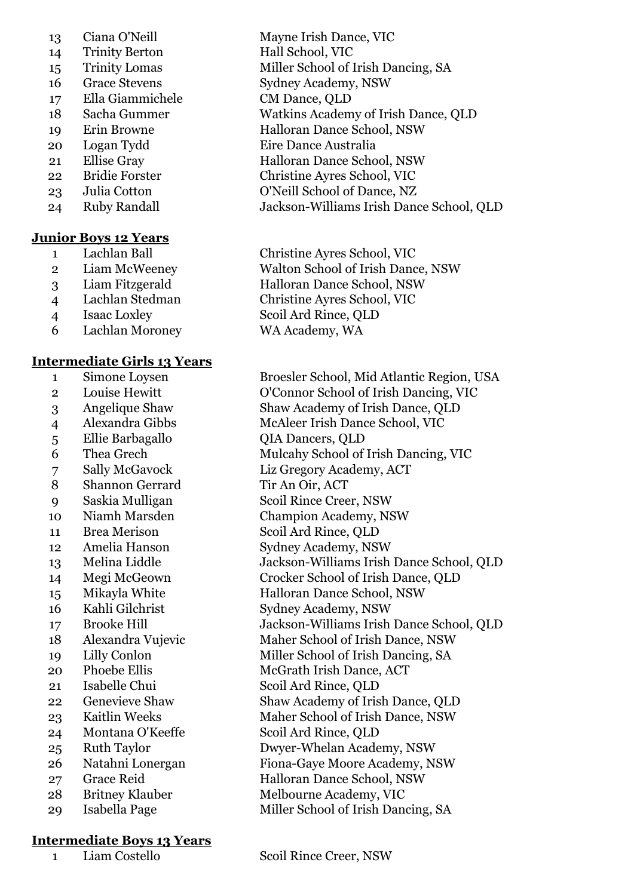| | | |
|---|---|---|
| 13 | Ciana O'Neill | Mayne Irish Dance, VIC |
| 14 | Trinity Berton | Hall School, VIC |
| 15 | Trinity Lomas | Miller School of Irish Dancing, SA |
| 16 | Grace Stevens | Sydney Academy, NSW |
| 17 | Ella Giammichele | CM Dance, QLD |
| 18 | Sacha Gummer | Watkins Academy of Irish Dance, QLD |
| 19 | Erin Browne | Halloran Dance School, NSW |
| 20 | Logan Tydd | Eire Dance Australia |
| 21 | Ellise Gray | Halloran Dance School, NSW |
| 22 | Bridie Forster | Christine Ayres School, VIC |
| 23 | Julia Cotton | O'Neill School of Dance, NZ |
| 24 | Ruby Randall | Jackson-Williams Irish Dance School, QLD |

**Junior Boys 12 Years**

| | | |
|---|---|---|
| 1 | Lachlan Ball | Christine Ayres School, VIC |
| 2 | Liam McWeeney | Walton School of Irish Dance, NSW |
| 3 | Liam Fitzgerald | Halloran Dance School, NSW |
| 4 | Lachlan Stedman | Christine Ayres School, VIC |
| 4 | Isaac Loxley | Scoil Ard Rince, QLD |
| 6 | Lachlan Moroney | WA Academy, WA |

**Intermediate Girls 13 Years**

| | | |
|---|---|---|
| 1 | Simone Loysen | Broesler School, Mid Atlantic Region, USA |
| 2 | Louise Hewitt | O'Connor School of Irish Dancing, VIC |
| 3 | Angelique Shaw | Shaw Academy of Irish Dance, QLD |
| 4 | Alexandra Gibbs | McAleer Irish Dance School, VIC |
| 5 | Ellie Barbagallo | QIA Dancers, QLD |
| 6 | Thea Grech | Mulcahy School of Irish Dancing, VIC |
| 7 | Sally McGavock | Liz Gregory Academy, ACT |
| 8 | Shannon Gerrard | Tir An Oir, ACT |
| 9 | Saskia Mulligan | Scoil Rince Creer, NSW |
| 10 | Niamh Marsden | Champion Academy, NSW |
| 11 | Brea Merison | Scoil Ard Rince, QLD |
| 12 | Amelia Hanson | Sydney Academy, NSW |
| 13 | Melina Liddle | Jackson-Williams Irish Dance School, QLD |
| 14 | Megi McGeown | Crocker School of Irish Dance, QLD |
| 15 | Mikayla White | Halloran Dance School, NSW |
| 16 | Kahli Gilchrist | Sydney Academy, NSW |
| 17 | Brooke Hill | Jackson-Williams Irish Dance School, QLD |
| 18 | Alexandra Vujevic | Maher School of Irish Dance, NSW |
| 19 | Lilly Conlon | Miller School of Irish Dancing, SA |
| 20 | Phoebe Ellis | McGrath Irish Dance, ACT |
| 21 | Isabelle Chui | Scoil Ard Rince, QLD |
| 22 | Genevieve Shaw | Shaw Academy of Irish Dance, QLD |
| 23 | Kaitlin Weeks | Maher School of Irish Dance, NSW |
| 24 | Montana O'Keeffe | Scoil Ard Rince, QLD |
| 25 | Ruth Taylor | Dwyer-Whelan Academy, NSW |
| 26 | Natahni Lonergan | Fiona-Gaye Moore Academy, NSW |
| 27 | Grace Reid | Halloran Dance School, NSW |
| 28 | Britney Klauber | Melbourne Academy, VIC |
| 29 | Isabella Page | Miller School of Irish Dancing, SA |

**Intermediate Boys 13 Years**

| | | |
|---|---|---|
| 1 | Liam Costello | Scoil Rince Creer, NSW |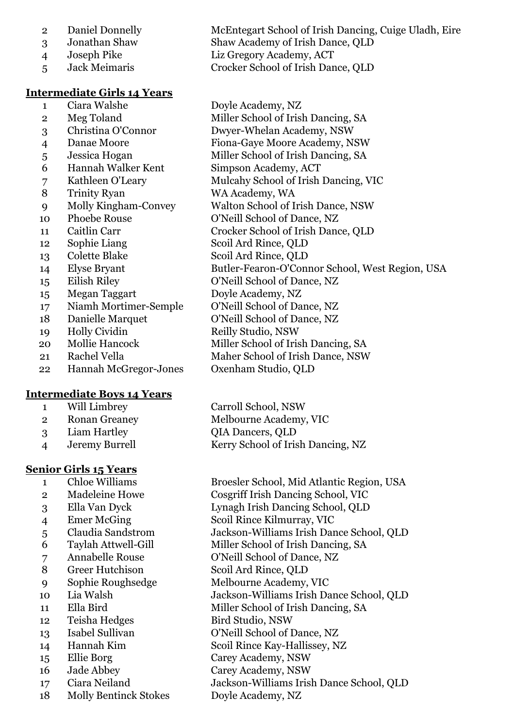| | | |
|---|---|---|
| 2 | Daniel Donnelly | McEntegart School of Irish Dancing, Cuige Uladh, Eire |
| 3 | Jonathan Shaw | Shaw Academy of Irish Dance, QLD |
| 4 | Joseph Pike | Liz Gregory Academy, ACT |
| 5 | Jack Meimaris | Crocker School of Irish Dance, QLD |

**Intermediate Girls 14 Years**

| | | |
|---|---|---|
| 1 | Ciara Walshe | Doyle Academy, NZ |
| 2 | Meg Toland | Miller School of Irish Dancing, SA |
| 3 | Christina O'Connor | Dwyer-Whelan Academy, NSW |
| 4 | Danae Moore | Fiona-Gaye Moore Academy, NSW |
| 5 | Jessica Hogan | Miller School of Irish Dancing, SA |
| 6 | Hannah Walker Kent | Simpson Academy, ACT |
| 7 | Kathleen O'Leary | Mulcahy School of Irish Dancing, VIC |
| 8 | Trinity Ryan | WA Academy, WA |
| 9 | Molly Kingham-Convey | Walton School of Irish Dance, NSW |
| 10 | Phoebe Rouse | O'Neill School of Dance, NZ |
| 11 | Caitlin Carr | Crocker School of Irish Dance, QLD |
| 12 | Sophie Liang | Scoil Ard Rince, QLD |
| 13 | Colette Blake | Scoil Ard Rince, QLD |
| 14 | Elyse Bryant | Butler-Fearon-O'Connor School, West Region, USA |
| 15 | Eilish Riley | O'Neill School of Dance, NZ |
| 15 | Megan Taggart | Doyle Academy, NZ |
| 17 | Niamh Mortimer-Semple | O'Neill School of Dance, NZ |
| 18 | Danielle Marquet | O'Neill School of Dance, NZ |
| 19 | Holly Cividin | Reilly Studio, NSW |
| 20 | Mollie Hancock | Miller School of Irish Dancing, SA |
| 21 | Rachel Vella | Maher School of Irish Dance, NSW |
| 22 | Hannah McGregor-Jones | Oxenham Studio, QLD |

**Intermediate Boys 14 Years**

| | | |
|---|---|---|
| 1 | Will Limbrey | Carroll School, NSW |
| 2 | Ronan Greaney | Melbourne Academy, VIC |
| 3 | Liam Hartley | QIA Dancers, QLD |
| 4 | Jeremy Burrell | Kerry School of Irish Dancing, NZ |

**Senior Girls 15 Years**

| | | |
|---|---|---|
| 1 | Chloe Williams | Broesler School, Mid Atlantic Region, USA |
| 2 | Madeleine Howe | Cosgriff Irish Dancing School, VIC |
| 3 | Ella Van Dyck | Lynagh Irish Dancing School, QLD |
| 4 | Emer McGing | Scoil Rince Kilmurray, VIC |
| 5 | Claudia Sandstrom | Jackson-Williams Irish Dance School, QLD |
| 6 | Taylah Attwell-Gill | Miller School of Irish Dancing, SA |
| 7 | Annabelle Rouse | O'Neill School of Dance, NZ |
| 8 | Greer Hutchison | Scoil Ard Rince, QLD |
| 9 | Sophie Roughsedge | Melbourne Academy, VIC |
| 10 | Lia Walsh | Jackson-Williams Irish Dance School, QLD |
| 11 | Ella Bird | Miller School of Irish Dancing, SA |
| 12 | Teisha Hedges | Bird Studio, NSW |
| 13 | Isabel Sullivan | O'Neill School of Dance, NZ |
| 14 | Hannah Kim | Scoil Rince Kay-Hallissey, NZ |
| 15 | Ellie Borg | Carey Academy, NSW |
| 16 | Jade Abbey | Carey Academy, NSW |
| 17 | Ciara Neiland | Jackson-Williams Irish Dance School, QLD |
| 18 | Molly Bentinck Stokes | Doyle Academy, NZ |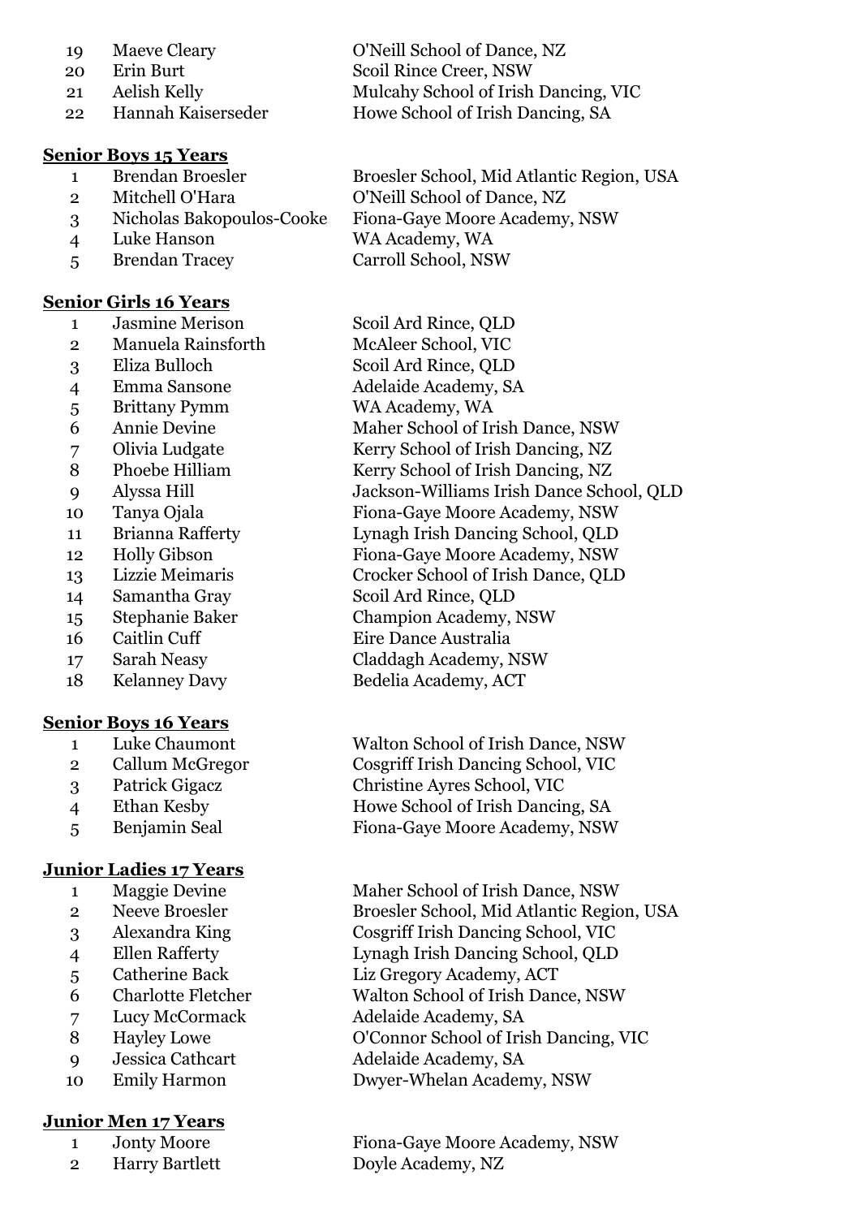| | | |
|---|---|---|
| 19 | Maeve Cleary | O'Neill School of Dance, NZ |
| 20 | Erin Burt | Scoil Rince Creer, NSW |
| 21 | Aelish Kelly | Mulcahy School of Irish Dancing, VIC |
| 22 | Hannah Kaiserseder | Howe School of Irish Dancing, SA |

**Senior Boys 15 Years**

| | | |
|---|---|---|
| 1 | Brendan Broesler | Broesler School, Mid Atlantic Region, USA |
| 2 | Mitchell O'Hara | O'Neill School of Dance, NZ |
| 3 | Nicholas Bakopoulos-Cooke | Fiona-Gaye Moore Academy, NSW |
| 4 | Luke Hanson | WA Academy, WA |
| 5 | Brendan Tracey | Carroll School, NSW |

**Senior Girls 16 Years**

| | | |
|---|---|---|
| 1 | Jasmine Merison | Scoil Ard Rince, QLD |
| 2 | Manuela Rainsforth | McAleer School, VIC |
| 3 | Eliza Bulloch | Scoil Ard Rince, QLD |
| 4 | Emma Sansone | Adelaide Academy, SA |
| 5 | Brittany Pymm | WA Academy, WA |
| 6 | Annie Devine | Maher School of Irish Dance, NSW |
| 7 | Olivia Ludgate | Kerry School of Irish Dancing, NZ |
| 8 | Phoebe Hilliam | Kerry School of Irish Dancing, NZ |
| 9 | Alyssa Hill | Jackson-Williams Irish Dance School, QLD |
| 10 | Tanya Ojala | Fiona-Gaye Moore Academy, NSW |
| 11 | Brianna Rafferty | Lynagh Irish Dancing School, QLD |
| 12 | Holly Gibson | Fiona-Gaye Moore Academy, NSW |
| 13 | Lizzie Meimaris | Crocker School of Irish Dance, QLD |
| 14 | Samantha Gray | Scoil Ard Rince, QLD |
| 15 | Stephanie Baker | Champion Academy, NSW |
| 16 | Caitlin Cuff | Eire Dance Australia |
| 17 | Sarah Neasy | Claddagh Academy, NSW |
| 18 | Kelanney Davy | Bedelia Academy, ACT |

**Senior Boys 16 Years**

| | | |
|---|---|---|
| 1 | Luke Chaumont | Walton School of Irish Dance, NSW |
| 2 | Callum McGregor | Cosgriff Irish Dancing School, VIC |
| 3 | Patrick Gigacz | Christine Ayres School, VIC |
| 4 | Ethan Kesby | Howe School of Irish Dancing, SA |
| 5 | Benjamin Seal | Fiona-Gaye Moore Academy, NSW |

**Junior Ladies 17 Years**

| | | |
|---|---|---|
| 1 | Maggie Devine | Maher School of Irish Dance, NSW |
| 2 | Neeve Broesler | Broesler School, Mid Atlantic Region, USA |
| 3 | Alexandra King | Cosgriff Irish Dancing School, VIC |
| 4 | Ellen Rafferty | Lynagh Irish Dancing School, QLD |
| 5 | Catherine Back | Liz Gregory Academy, ACT |
| 6 | Charlotte Fletcher | Walton School of Irish Dance, NSW |
| 7 | Lucy McCormack | Adelaide Academy, SA |
| 8 | Hayley Lowe | O'Connor School of Irish Dancing, VIC |
| 9 | Jessica Cathcart | Adelaide Academy, SA |
| 10 | Emily Harmon | Dwyer-Whelan Academy, NSW |

**Junior Men 17 Years**

| | | |
|---|---|---|
| 1 | Jonty Moore | Fiona-Gaye Moore Academy, NSW |
| 2 | Harry Bartlett | Doyle Academy, NZ |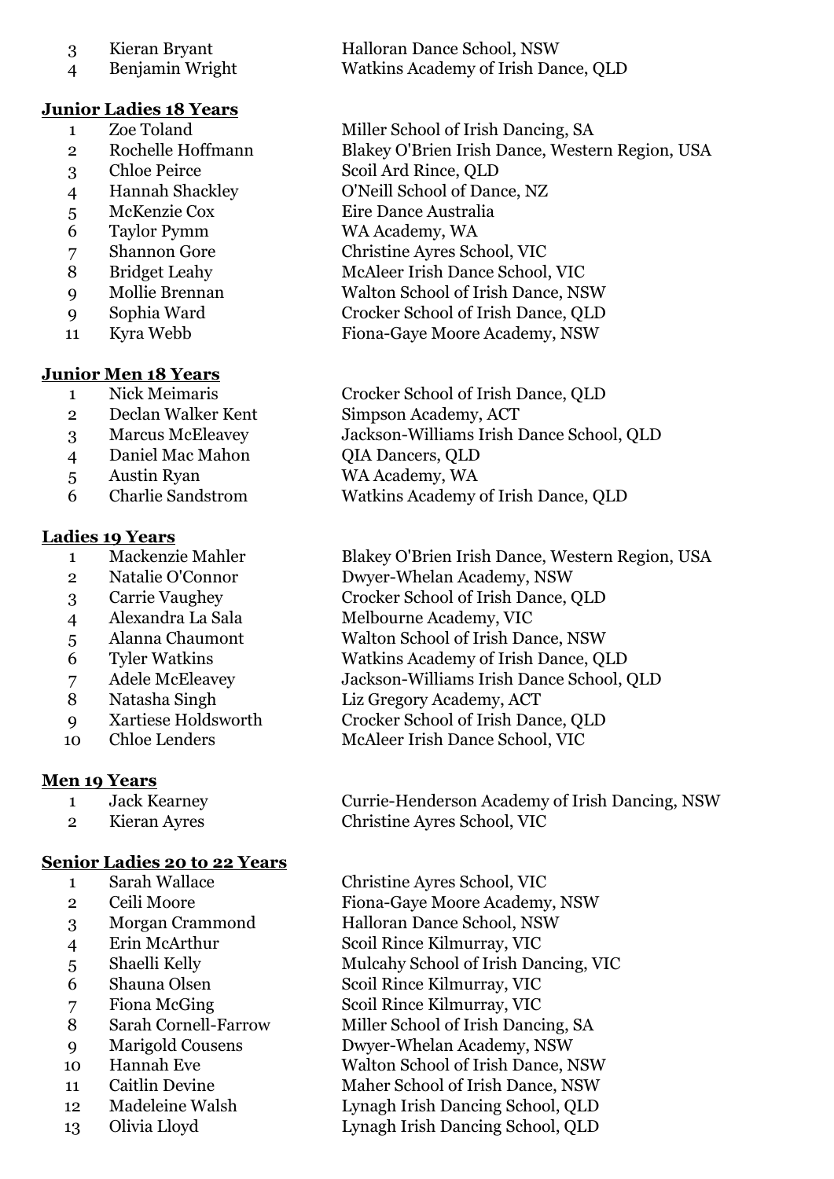| | | |
|---|---|---|
| 3 | Kieran Bryant | Halloran Dance School, NSW |
| 4 | Benjamin Wright | Watkins Academy of Irish Dance, QLD |

**Junior Ladies 18 Years**

| | | |
|---|---|---|
| 1 | Zoe Toland | Miller School of Irish Dancing, SA |
| 2 | Rochelle Hoffmann | Blakey O'Brien Irish Dance, Western Region, USA |
| 3 | Chloe Peirce | Scoil Ard Rince, QLD |
| 4 | Hannah Shackley | O'Neill School of Dance, NZ |
| 5 | McKenzie Cox | Eire Dance Australia |
| 6 | Taylor Pymm | WA Academy, WA |
| 7 | Shannon Gore | Christine Ayres School, VIC |
| 8 | Bridget Leahy | McAleer Irish Dance School, VIC |
| 9 | Mollie Brennan | Walton School of Irish Dance, NSW |
| 9 | Sophia Ward | Crocker School of Irish Dance, QLD |
| 11 | Kyra Webb | Fiona-Gaye Moore Academy, NSW |

**Junior Men 18 Years**

| | | |
|---|---|---|
| 1 | Nick Meimaris | Crocker School of Irish Dance, QLD |
| 2 | Declan Walker Kent | Simpson Academy, ACT |
| 3 | Marcus McEleavey | Jackson-Williams Irish Dance School, QLD |
| 4 | Daniel Mac Mahon | QIA Dancers, QLD |
| 5 | Austin Ryan | WA Academy, WA |
| 6 | Charlie Sandstrom | Watkins Academy of Irish Dance, QLD |

**Ladies 19 Years**

| | | |
|---|---|---|
| 1 | Mackenzie Mahler | Blakey O'Brien Irish Dance, Western Region, USA |
| 2 | Natalie O'Connor | Dwyer-Whelan Academy, NSW |
| 3 | Carrie Vaughey | Crocker School of Irish Dance, QLD |
| 4 | Alexandra La Sala | Melbourne Academy, VIC |
| 5 | Alanna Chaumont | Walton School of Irish Dance, NSW |
| 6 | Tyler Watkins | Watkins Academy of Irish Dance, QLD |
| 7 | Adele McEleavey | Jackson-Williams Irish Dance School, QLD |
| 8 | Natasha Singh | Liz Gregory Academy, ACT |
| 9 | Xartiese Holdsworth | Crocker School of Irish Dance, QLD |
| 10 | Chloe Lenders | McAleer Irish Dance School, VIC |

**Men 19 Years**

| | | |
|---|---|---|
| 1 | Jack Kearney | Currie-Henderson Academy of Irish Dancing, NSW |
| 2 | Kieran Ayres | Christine Ayres School, VIC |

**Senior Ladies 20 to 22 Years**

| | | |
|---|---|---|
| 1 | Sarah Wallace | Christine Ayres School, VIC |
| 2 | Ceili Moore | Fiona-Gaye Moore Academy, NSW |
| 3 | Morgan Crammond | Halloran Dance School, NSW |
| 4 | Erin McArthur | Scoil Rince Kilmurray, VIC |
| 5 | Shaelli Kelly | Mulcahy School of Irish Dancing, VIC |
| 6 | Shauna Olsen | Scoil Rince Kilmurray, VIC |
| 7 | Fiona McGing | Scoil Rince Kilmurray, VIC |
| 8 | Sarah Cornell-Farrow | Miller School of Irish Dancing, SA |
| 9 | Marigold Cousens | Dwyer-Whelan Academy, NSW |
| 10 | Hannah Eve | Walton School of Irish Dance, NSW |
| 11 | Caitlin Devine | Maher School of Irish Dance, NSW |
| 12 | Madeleine Walsh | Lynagh Irish Dancing School, QLD |
| 13 | Olivia Lloyd | Lynagh Irish Dancing School, QLD |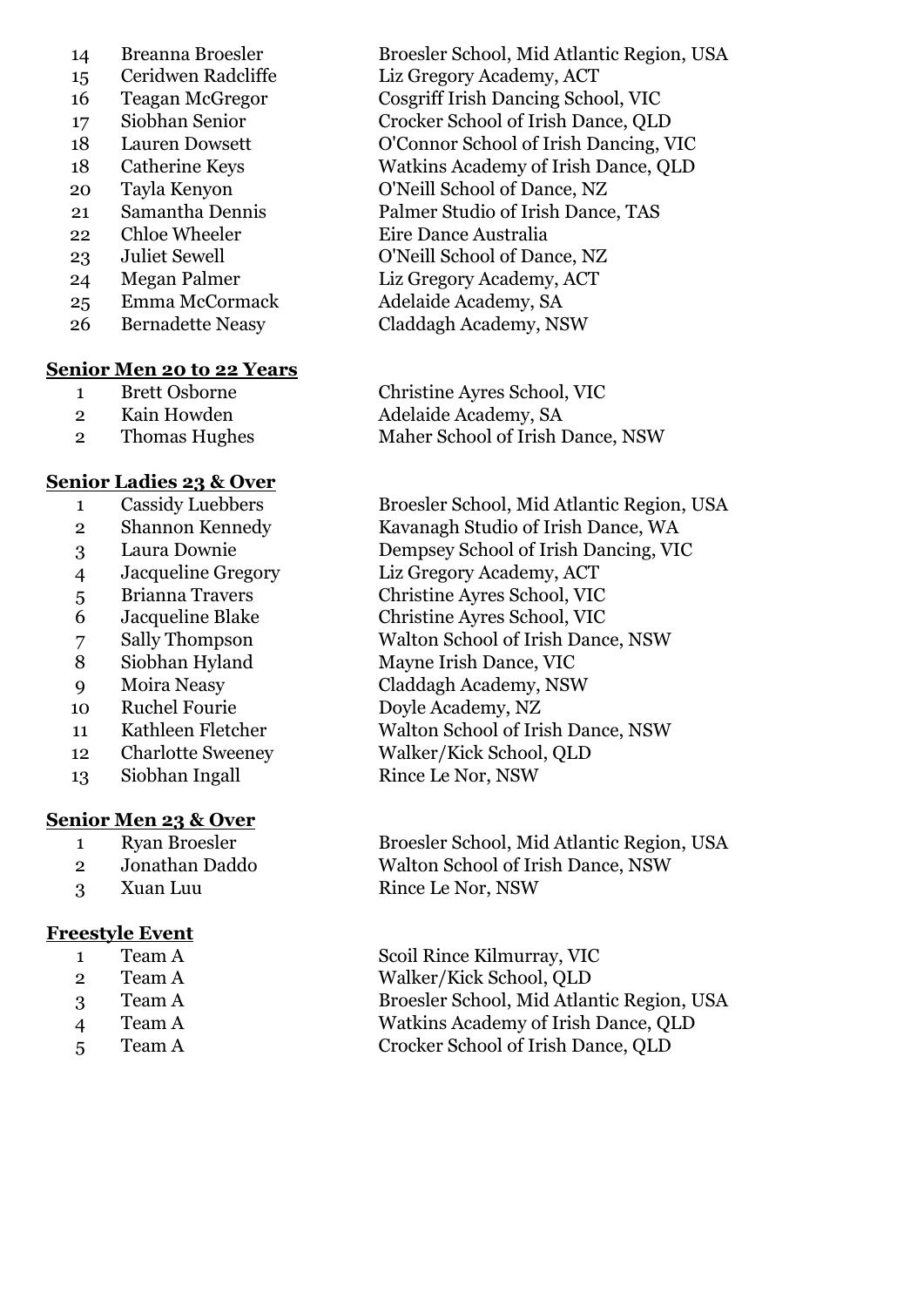| | | |
|---|---|---|
| 14 | Breanna Broesler | Broesler School, Mid Atlantic Region, USA |
| 15 | Ceridwen Radcliffe | Liz Gregory Academy, ACT |
| 16 | Teagan McGregor | Cosgriff Irish Dancing School, VIC |
| 17 | Siobhan Senior | Crocker School of Irish Dance, QLD |
| 18 | Lauren Dowsett | O'Connor School of Irish Dancing, VIC |
| 18 | Catherine Keys | Watkins Academy of Irish Dance, QLD |
| 20 | Tayla Kenyon | O'Neill School of Dance, NZ |
| 21 | Samantha Dennis | Palmer Studio of Irish Dance, TAS |
| 22 | Chloe Wheeler | Eire Dance Australia |
| 23 | Juliet Sewell | O'Neill School of Dance, NZ |
| 24 | Megan Palmer | Liz Gregory Academy, ACT |
| 25 | Emma McCormack | Adelaide Academy, SA |
| 26 | Bernadette Neasy | Claddagh Academy, NSW |

**Senior Men 20 to 22 Years**

| | | |
|---|---|---|
| 1 | Brett Osborne | Christine Ayres School, VIC |
| 2 | Kain Howden | Adelaide Academy, SA |
| 2 | Thomas Hughes | Maher School of Irish Dance, NSW |

**Senior Ladies 23 & Over**

| | | |
|---|---|---|
| 1 | Cassidy Luebbers | Broesler School, Mid Atlantic Region, USA |
| 2 | Shannon Kennedy | Kavanagh Studio of Irish Dance, WA |
| 3 | Laura Downie | Dempsey School of Irish Dancing, VIC |
| 4 | Jacqueline Gregory | Liz Gregory Academy, ACT |
| 5 | Brianna Travers | Christine Ayres School, VIC |
| 6 | Jacqueline Blake | Christine Ayres School, VIC |
| 7 | Sally Thompson | Walton School of Irish Dance, NSW |
| 8 | Siobhan Hyland | Mayne Irish Dance, VIC |
| 9 | Moira Neasy | Claddagh Academy, NSW |
| 10 | Ruchel Fourie | Doyle Academy, NZ |
| 11 | Kathleen Fletcher | Walton School of Irish Dance, NSW |
| 12 | Charlotte Sweeney | Walker/Kick School, QLD |
| 13 | Siobhan Ingall | Rince Le Nor, NSW |

**Senior Men 23 & Over**

| | | |
|---|---|---|
| 1 | Ryan Broesler | Broesler School, Mid Atlantic Region, USA |
| 2 | Jonathan Daddo | Walton School of Irish Dance, NSW |
| 3 | Xuan Luu | Rince Le Nor, NSW |

**Freestyle Event**

| | | |
|---|---|---|
| 1 | Team A | Scoil Rince Kilmurray, VIC |
| 2 | Team A | Walker/Kick School, QLD |
| 3 | Team A | Broesler School, Mid Atlantic Region, USA |
| 4 | Team A | Watkins Academy of Irish Dance, QLD |
| 5 | Team A | Crocker School of Irish Dance, QLD |